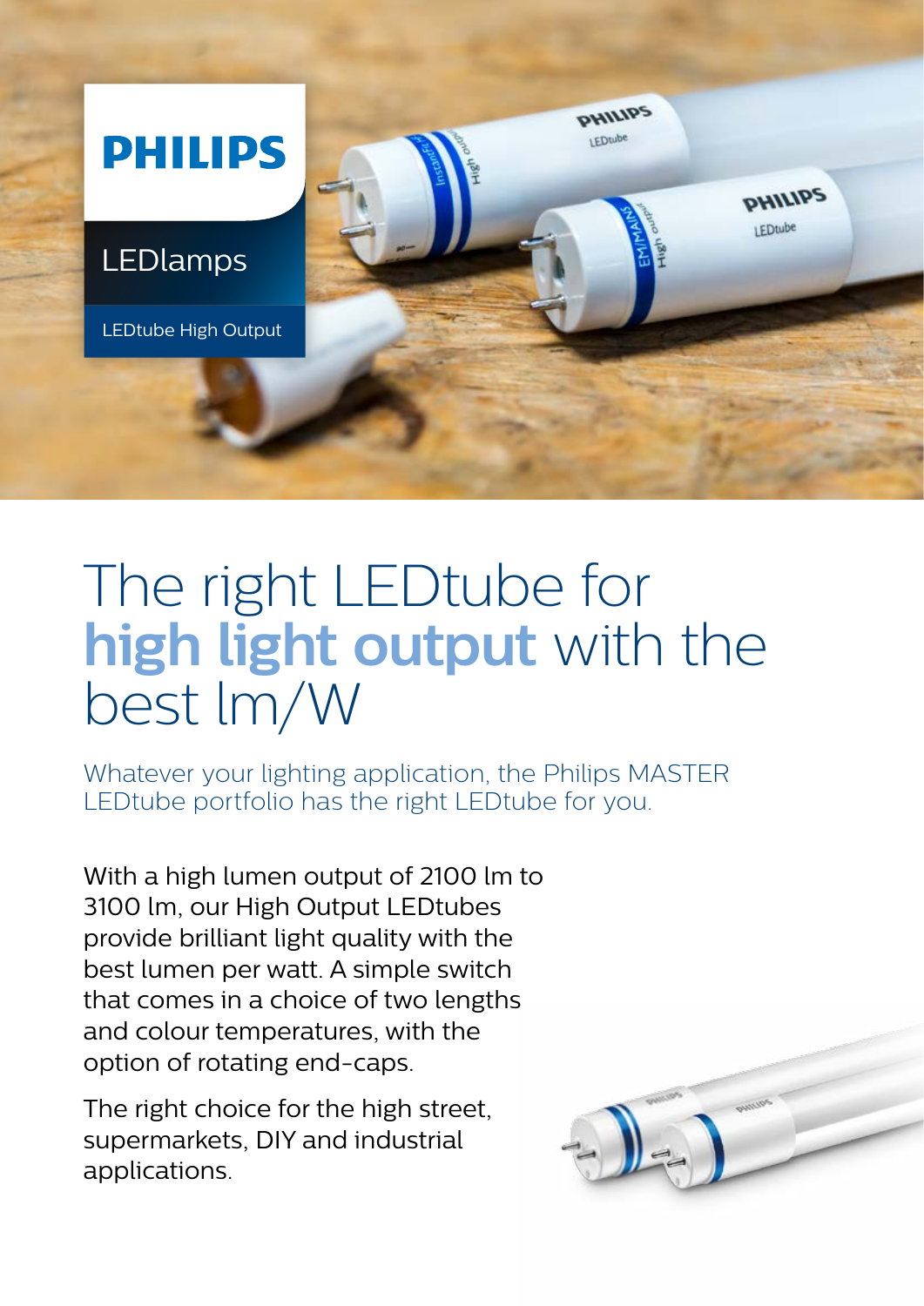**PHILIPS**

LEDlamps

LEDtube High Output

# The right LEDtube for **high light output** with the best lm/W

Whatever your lighting application, the Philips MASTER LEDtube portfolio has the right LEDtube for you.

With a high lumen output of 2100 lm to 3100 lm, our High Output LEDtubes provide brilliant light quality with the best lumen per watt. A simple switch that comes in a choice of two lengths and colour temperatures, with the option of rotating end-caps.

The right choice for the high street, supermarkets, DIY and industrial applications.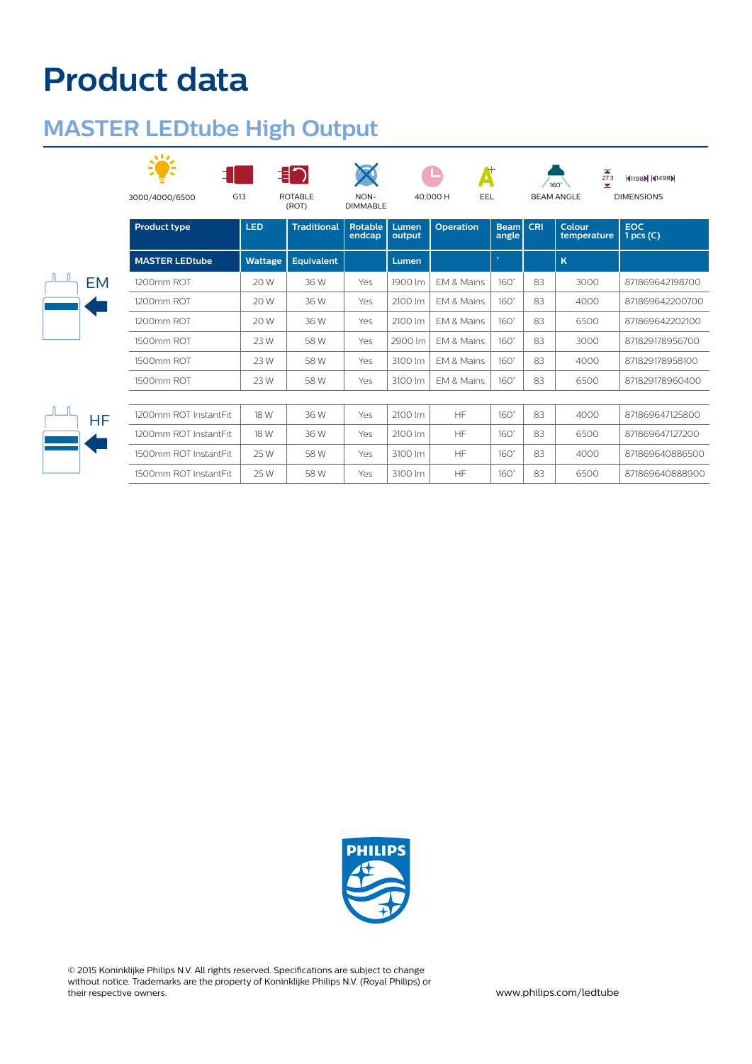# Product data

## MASTER LEDtube High Output

3000/4000/6500 | G13 | ROTABLE (ROT) | NON-DIMMABLE | 40,000 H | EEL | 160° BEAM ANGLE | 27.3 1198 1498 DIMENSIONS

| Product type | LED | Traditional | Rotable endcap | Lumen output | Operation | Beam angle | CRI | Colour temperature | EOC 1 pcs (C) |
|---|---|---|---|---|---|---|---|---|---|
| MASTER LEDtube | Wattage | Equivalent | | Lumen | | ° | | K | |
| **EM** | | | | | | | | | |
| 1200mm ROT | 20 W | 36 W | Yes | 1900 lm | EM & Mains | 160° | 83 | 3000 | 871869642198700 |
| 1200mm ROT | 20 W | 36 W | Yes | 2100 lm | EM & Mains | 160° | 83 | 4000 | 871869642200700 |
| 1200mm ROT | 20 W | 36 W | Yes | 2100 lm | EM & Mains | 160° | 83 | 6500 | 871869642202100 |
| 1500mm ROT | 23 W | 58 W | Yes | 2900 lm | EM & Mains | 160° | 83 | 3000 | 871829178956700 |
| 1500mm ROT | 23 W | 58 W | Yes | 3100 lm | EM & Mains | 160° | 83 | 4000 | 871829178958100 |
| 1500mm ROT | 23 W | 58 W | Yes | 3100 lm | EM & Mains | 160° | 83 | 6500 | 871829178960400 |
| **HF** | | | | | | | | | |
| 1200mm ROT InstantFit | 18 W | 36 W | Yes | 2100 lm | HF | 160° | 83 | 4000 | 871869647125800 |
| 1200mm ROT InstantFit | 18 W | 36 W | Yes | 2100 lm | HF | 160° | 83 | 6500 | 871869647127200 |
| 1500mm ROT InstantFit | 25 W | 58 W | Yes | 3100 lm | HF | 160° | 83 | 4000 | 871869640886500 |
| 1500mm ROT InstantFit | 25 W | 58 W | Yes | 3100 lm | HF | 160° | 83 | 6500 | 871869640888900 |

PHILIPS

© 2015 Koninklijke Philips N.V. All rights reserved. Specifications are subject to change without notice. Trademarks are the property of Koninklijke Philips N.V. (Royal Philips) or their respective owners.

www.philips.com/ledtube